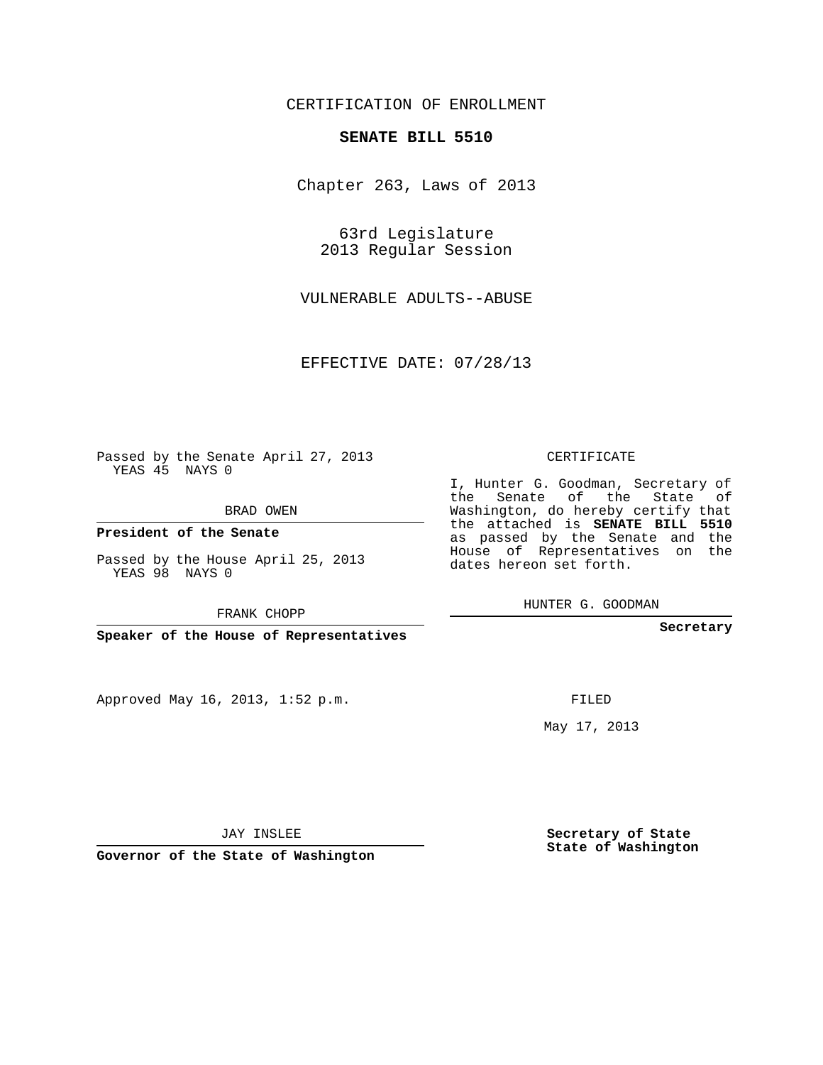CERTIFICATION OF ENROLLMENT

**SENATE BILL 5510**

Chapter 263, Laws of 2013

63rd Legislature
2013 Regular Session

VULNERABLE ADULTS--ABUSE

EFFECTIVE DATE: 07/28/13

Passed by the Senate April 27, 2013
YEAS 45 NAYS 0

BRAD OWEN

**President of the Senate**

Passed by the House April 25, 2013
YEAS 98 NAYS 0

FRANK CHOPP

**Speaker of the House of Representatives**

CERTIFICATE

I, Hunter G. Goodman, Secretary of the Senate of the State of Washington, do hereby certify that the attached is **SENATE BILL 5510** as passed by the Senate and the House of Representatives on the dates hereon set forth.

HUNTER G. GOODMAN

**Secretary**

Approved May 16, 2013, 1:52 p.m.

FILED

May 17, 2013

JAY INSLEE

**Governor of the State of Washington**

**Secretary of State**
**State of Washington**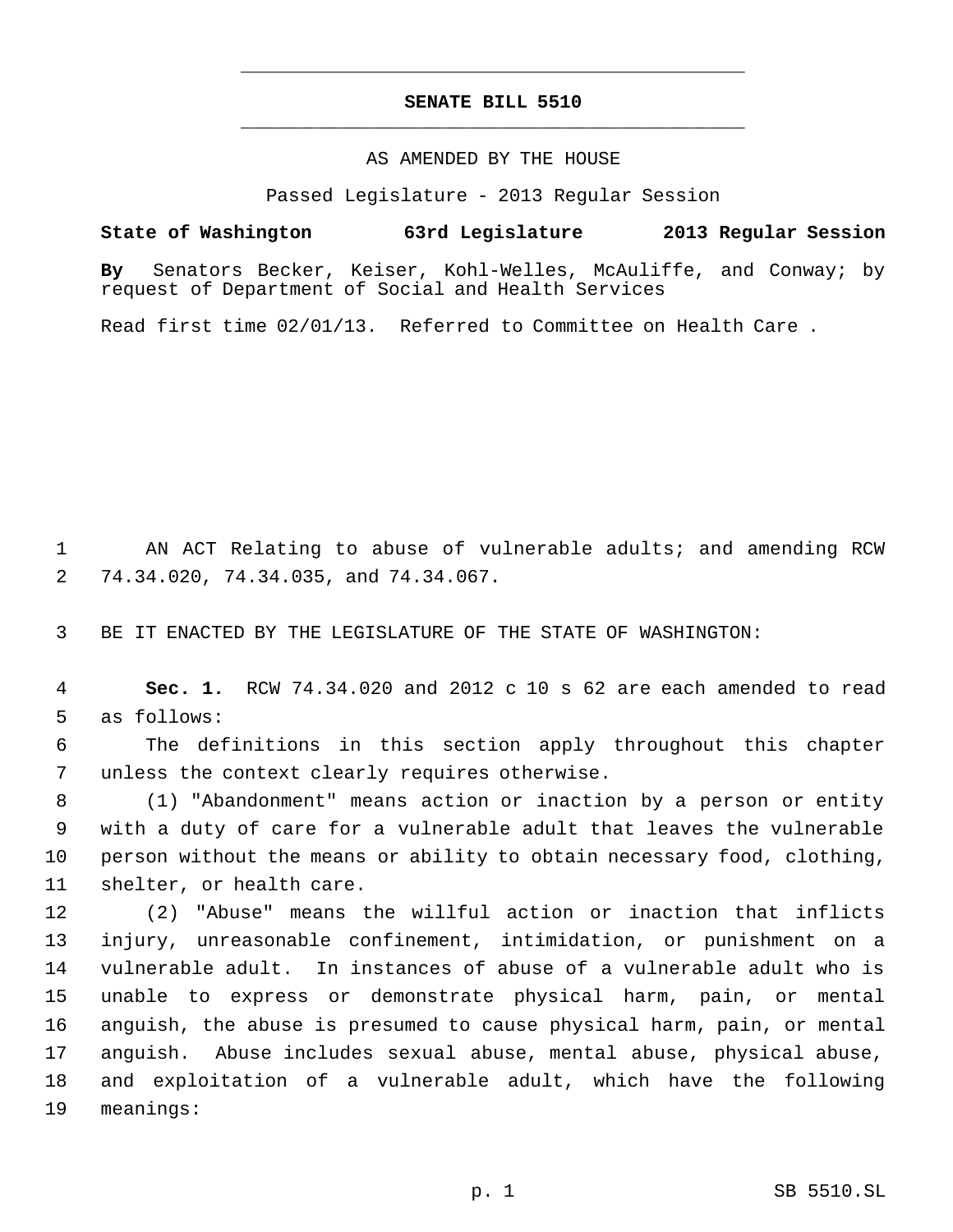# SENATE BILL 5510

AS AMENDED BY THE HOUSE

Passed Legislature - 2013 Regular Session

**State of Washington 63rd Legislature 2013 Regular Session**

**By** Senators Becker, Keiser, Kohl-Welles, McAuliffe, and Conway; by request of Department of Social and Health Services

Read first time 02/01/13. Referred to Committee on Health Care .

1 AN ACT Relating to abuse of vulnerable adults; and amending RCW
2 74.34.020, 74.34.035, and 74.34.067.

3 BE IT ENACTED BY THE LEGISLATURE OF THE STATE OF WASHINGTON:

4 **Sec. 1.** RCW 74.34.020 and 2012 c 10 s 62 are each amended to read
5 as follows:

6 The definitions in this section apply throughout this chapter
7 unless the context clearly requires otherwise.

8 (1) "Abandonment" means action or inaction by a person or entity
9 with a duty of care for a vulnerable adult that leaves the vulnerable
10 person without the means or ability to obtain necessary food, clothing,
11 shelter, or health care.

12 (2) "Abuse" means the willful action or inaction that inflicts
13 injury, unreasonable confinement, intimidation, or punishment on a
14 vulnerable adult. In instances of abuse of a vulnerable adult who is
15 unable to express or demonstrate physical harm, pain, or mental
16 anguish, the abuse is presumed to cause physical harm, pain, or mental
17 anguish. Abuse includes sexual abuse, mental abuse, physical abuse,
18 and exploitation of a vulnerable adult, which have the following
19 meanings: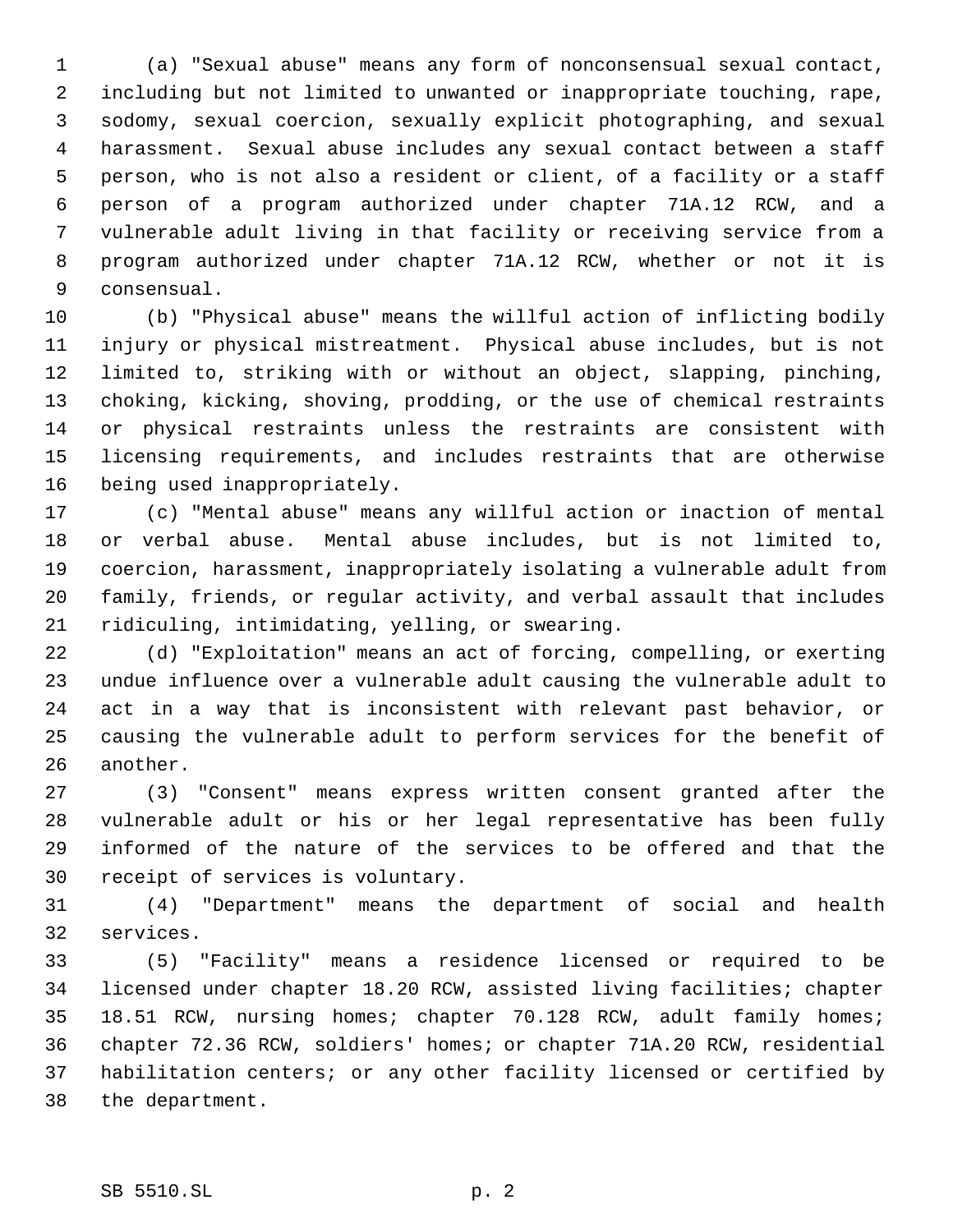(a) "Sexual abuse" means any form of nonconsensual sexual contact, including but not limited to unwanted or inappropriate touching, rape, sodomy, sexual coercion, sexually explicit photographing, and sexual harassment. Sexual abuse includes any sexual contact between a staff person, who is not also a resident or client, of a facility or a staff person of a program authorized under chapter 71A.12 RCW, and a vulnerable adult living in that facility or receiving service from a program authorized under chapter 71A.12 RCW, whether or not it is consensual.

(b) "Physical abuse" means the willful action of inflicting bodily injury or physical mistreatment. Physical abuse includes, but is not limited to, striking with or without an object, slapping, pinching, choking, kicking, shoving, prodding, or the use of chemical restraints or physical restraints unless the restraints are consistent with licensing requirements, and includes restraints that are otherwise being used inappropriately.

(c) "Mental abuse" means any willful action or inaction of mental or verbal abuse. Mental abuse includes, but is not limited to, coercion, harassment, inappropriately isolating a vulnerable adult from family, friends, or regular activity, and verbal assault that includes ridiculing, intimidating, yelling, or swearing.

(d) "Exploitation" means an act of forcing, compelling, or exerting undue influence over a vulnerable adult causing the vulnerable adult to act in a way that is inconsistent with relevant past behavior, or causing the vulnerable adult to perform services for the benefit of another.

(3) "Consent" means express written consent granted after the vulnerable adult or his or her legal representative has been fully informed of the nature of the services to be offered and that the receipt of services is voluntary.

(4) "Department" means the department of social and health services.

(5) "Facility" means a residence licensed or required to be licensed under chapter 18.20 RCW, assisted living facilities; chapter 18.51 RCW, nursing homes; chapter 70.128 RCW, adult family homes; chapter 72.36 RCW, soldiers' homes; or chapter 71A.20 RCW, residential habilitation centers; or any other facility licensed or certified by the department.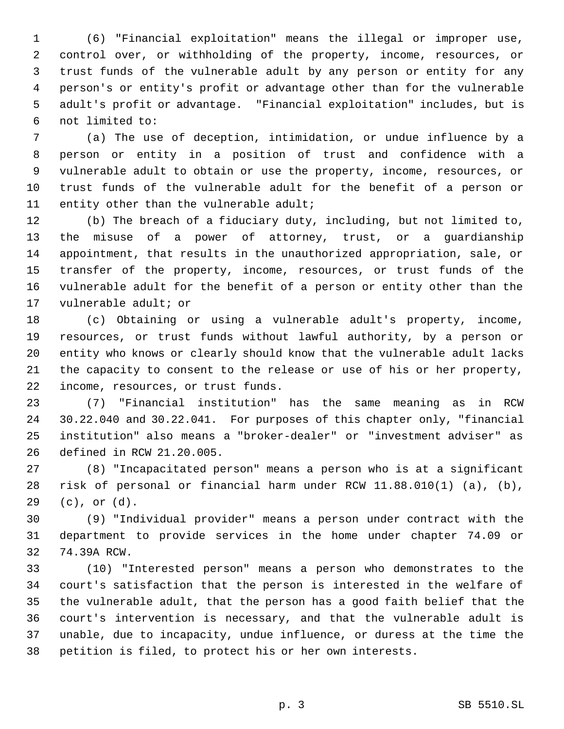(6) "Financial exploitation" means the illegal or improper use, control over, or withholding of the property, income, resources, or trust funds of the vulnerable adult by any person or entity for any person's or entity's profit or advantage other than for the vulnerable adult's profit or advantage. "Financial exploitation" includes, but is not limited to:

(a) The use of deception, intimidation, or undue influence by a person or entity in a position of trust and confidence with a vulnerable adult to obtain or use the property, income, resources, or trust funds of the vulnerable adult for the benefit of a person or entity other than the vulnerable adult;

(b) The breach of a fiduciary duty, including, but not limited to, the misuse of a power of attorney, trust, or a guardianship appointment, that results in the unauthorized appropriation, sale, or transfer of the property, income, resources, or trust funds of the vulnerable adult for the benefit of a person or entity other than the vulnerable adult; or

(c) Obtaining or using a vulnerable adult's property, income, resources, or trust funds without lawful authority, by a person or entity who knows or clearly should know that the vulnerable adult lacks the capacity to consent to the release or use of his or her property, income, resources, or trust funds.

(7) "Financial institution" has the same meaning as in RCW 30.22.040 and 30.22.041. For purposes of this chapter only, "financial institution" also means a "broker-dealer" or "investment adviser" as defined in RCW 21.20.005.

(8) "Incapacitated person" means a person who is at a significant risk of personal or financial harm under RCW 11.88.010(1) (a), (b), (c), or (d).

(9) "Individual provider" means a person under contract with the department to provide services in the home under chapter 74.09 or 74.39A RCW.

(10) "Interested person" means a person who demonstrates to the court's satisfaction that the person is interested in the welfare of the vulnerable adult, that the person has a good faith belief that the court's intervention is necessary, and that the vulnerable adult is unable, due to incapacity, undue influence, or duress at the time the petition is filed, to protect his or her own interests.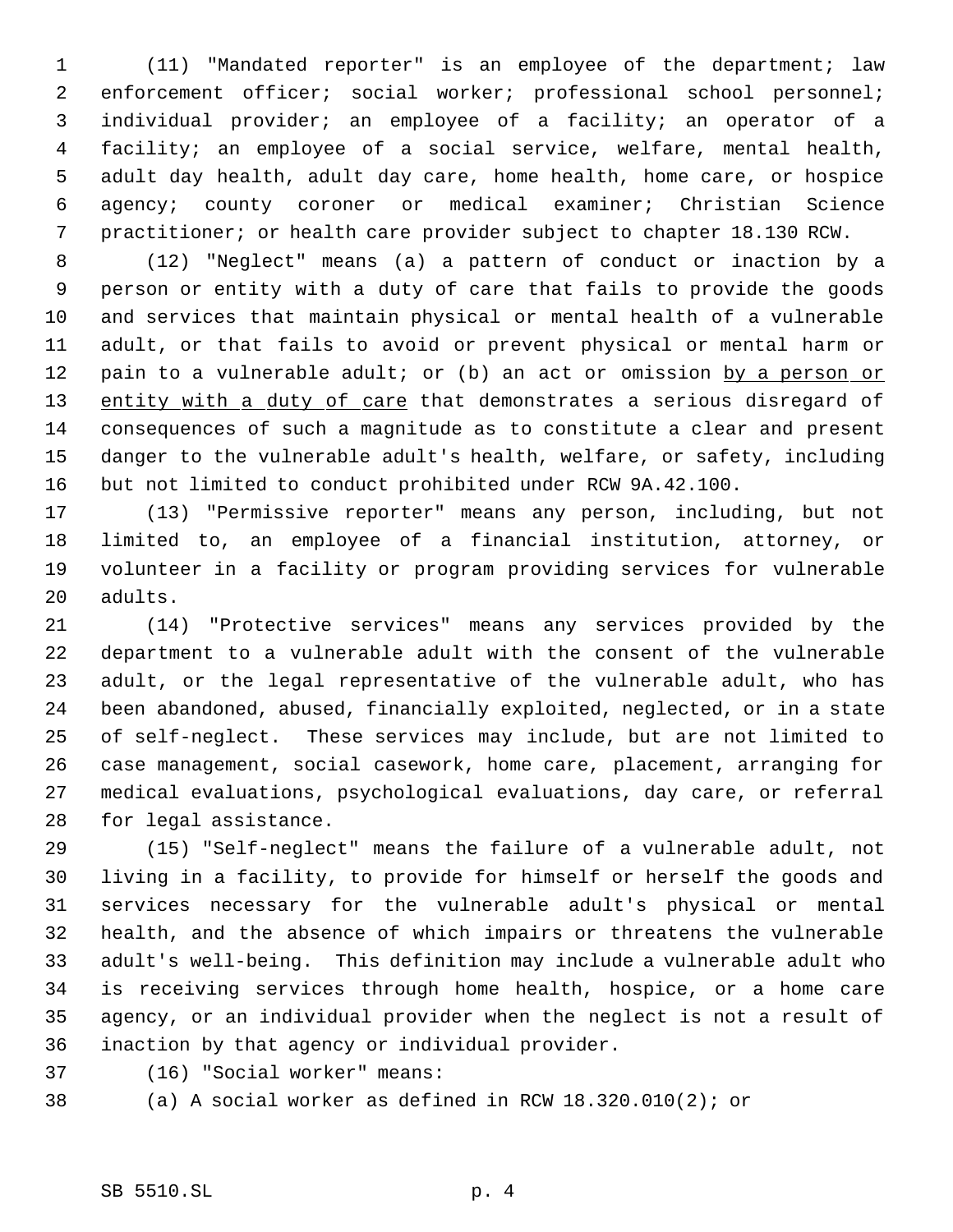(11) "Mandated reporter" is an employee of the department; law enforcement officer; social worker; professional school personnel; individual provider; an employee of a facility; an operator of a facility; an employee of a social service, welfare, mental health, adult day health, adult day care, home health, home care, or hospice agency; county coroner or medical examiner; Christian Science practitioner; or health care provider subject to chapter 18.130 RCW.

(12) "Neglect" means (a) a pattern of conduct or inaction by a person or entity with a duty of care that fails to provide the goods and services that maintain physical or mental health of a vulnerable adult, or that fails to avoid or prevent physical or mental harm or pain to a vulnerable adult; or (b) an act or omission <u>by a person or entity with a duty of care</u> that demonstrates a serious disregard of consequences of such a magnitude as to constitute a clear and present danger to the vulnerable adult's health, welfare, or safety, including but not limited to conduct prohibited under RCW 9A.42.100.

(13) "Permissive reporter" means any person, including, but not limited to, an employee of a financial institution, attorney, or volunteer in a facility or program providing services for vulnerable adults.

(14) "Protective services" means any services provided by the department to a vulnerable adult with the consent of the vulnerable adult, or the legal representative of the vulnerable adult, who has been abandoned, abused, financially exploited, neglected, or in a state of self-neglect. These services may include, but are not limited to case management, social casework, home care, placement, arranging for medical evaluations, psychological evaluations, day care, or referral for legal assistance.

(15) "Self-neglect" means the failure of a vulnerable adult, not living in a facility, to provide for himself or herself the goods and services necessary for the vulnerable adult's physical or mental health, and the absence of which impairs or threatens the vulnerable adult's well-being. This definition may include a vulnerable adult who is receiving services through home health, hospice, or a home care agency, or an individual provider when the neglect is not a result of inaction by that agency or individual provider.

(16) "Social worker" means:

(a) A social worker as defined in RCW 18.320.010(2); or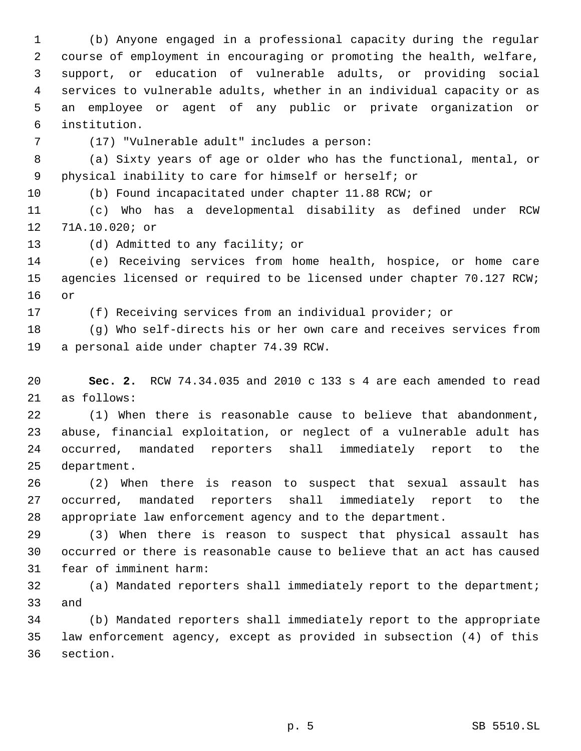(b) Anyone engaged in a professional capacity during the regular course of employment in encouraging or promoting the health, welfare, support, or education of vulnerable adults, or providing social services to vulnerable adults, whether in an individual capacity or as an employee or agent of any public or private organization or institution.

(17) "Vulnerable adult" includes a person:

(a) Sixty years of age or older who has the functional, mental, or physical inability to care for himself or herself; or

(b) Found incapacitated under chapter 11.88 RCW; or

(c) Who has a developmental disability as defined under RCW 71A.10.020; or

(d) Admitted to any facility; or

(e) Receiving services from home health, hospice, or home care agencies licensed or required to be licensed under chapter 70.127 RCW; or

(f) Receiving services from an individual provider; or

(g) Who self-directs his or her own care and receives services from a personal aide under chapter 74.39 RCW.

**Sec. 2.** RCW 74.34.035 and 2010 c 133 s 4 are each amended to read as follows:

(1) When there is reasonable cause to believe that abandonment, abuse, financial exploitation, or neglect of a vulnerable adult has occurred, mandated reporters shall immediately report to the department.

(2) When there is reason to suspect that sexual assault has occurred, mandated reporters shall immediately report to the appropriate law enforcement agency and to the department.

(3) When there is reason to suspect that physical assault has occurred or there is reasonable cause to believe that an act has caused fear of imminent harm:

(a) Mandated reporters shall immediately report to the department; and

(b) Mandated reporters shall immediately report to the appropriate law enforcement agency, except as provided in subsection (4) of this section.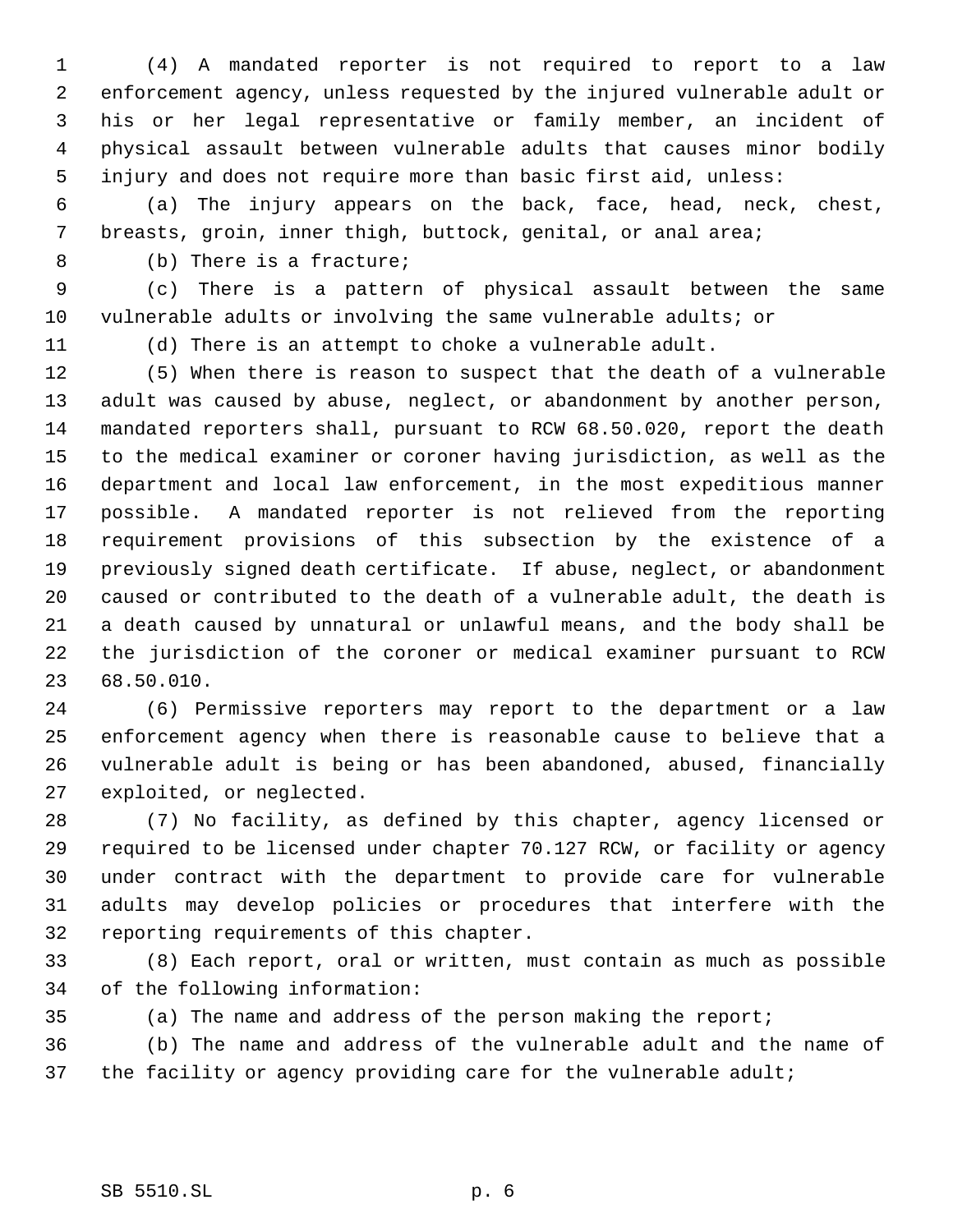(4) A mandated reporter is not required to report to a law enforcement agency, unless requested by the injured vulnerable adult or his or her legal representative or family member, an incident of physical assault between vulnerable adults that causes minor bodily injury and does not require more than basic first aid, unless:

(a) The injury appears on the back, face, head, neck, chest, breasts, groin, inner thigh, buttock, genital, or anal area;

(b) There is a fracture;

(c) There is a pattern of physical assault between the same vulnerable adults or involving the same vulnerable adults; or

(d) There is an attempt to choke a vulnerable adult.

(5) When there is reason to suspect that the death of a vulnerable adult was caused by abuse, neglect, or abandonment by another person, mandated reporters shall, pursuant to RCW 68.50.020, report the death to the medical examiner or coroner having jurisdiction, as well as the department and local law enforcement, in the most expeditious manner possible. A mandated reporter is not relieved from the reporting requirement provisions of this subsection by the existence of a previously signed death certificate. If abuse, neglect, or abandonment caused or contributed to the death of a vulnerable adult, the death is a death caused by unnatural or unlawful means, and the body shall be the jurisdiction of the coroner or medical examiner pursuant to RCW 68.50.010.

(6) Permissive reporters may report to the department or a law enforcement agency when there is reasonable cause to believe that a vulnerable adult is being or has been abandoned, abused, financially exploited, or neglected.

(7) No facility, as defined by this chapter, agency licensed or required to be licensed under chapter 70.127 RCW, or facility or agency under contract with the department to provide care for vulnerable adults may develop policies or procedures that interfere with the reporting requirements of this chapter.

(8) Each report, oral or written, must contain as much as possible of the following information:

(a) The name and address of the person making the report;

(b) The name and address of the vulnerable adult and the name of the facility or agency providing care for the vulnerable adult;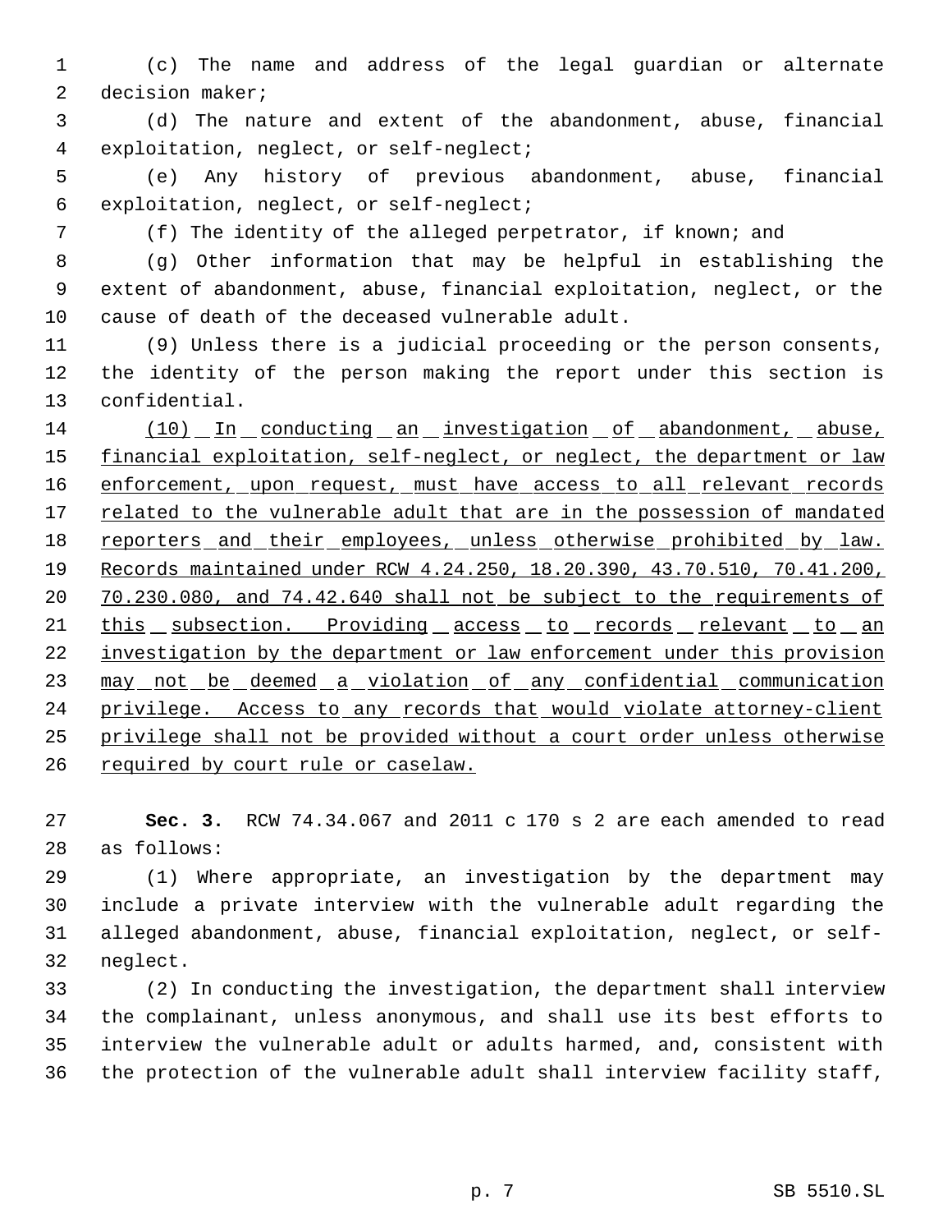(c) The name and address of the legal guardian or alternate decision maker;

(d) The nature and extent of the abandonment, abuse, financial exploitation, neglect, or self-neglect;

(e) Any history of previous abandonment, abuse, financial exploitation, neglect, or self-neglect;

(f) The identity of the alleged perpetrator, if known; and

(g) Other information that may be helpful in establishing the extent of abandonment, abuse, financial exploitation, neglect, or the cause of death of the deceased vulnerable adult.

(9) Unless there is a judicial proceeding or the person consents, the identity of the person making the report under this section is confidential.

<u>(10) In conducting an investigation of abandonment, abuse, financial exploitation, self-neglect, or neglect, the department or law enforcement, upon request, must have access to all relevant records related to the vulnerable adult that are in the possession of mandated reporters and their employees, unless otherwise prohibited by law. Records maintained under RCW 4.24.250, 18.20.390, 43.70.510, 70.41.200, 70.230.080, and 74.42.640 shall not be subject to the requirements of this subsection. Providing access to records relevant to an investigation by the department or law enforcement under this provision may not be deemed a violation of any confidential communication privilege. Access to any records that would violate attorney-client privilege shall not be provided without a court order unless otherwise required by court rule or caselaw.</u>

**Sec. 3.** RCW 74.34.067 and 2011 c 170 s 2 are each amended to read as follows:

(1) Where appropriate, an investigation by the department may include a private interview with the vulnerable adult regarding the alleged abandonment, abuse, financial exploitation, neglect, or self-neglect.

(2) In conducting the investigation, the department shall interview the complainant, unless anonymous, and shall use its best efforts to interview the vulnerable adult or adults harmed, and, consistent with the protection of the vulnerable adult shall interview facility staff,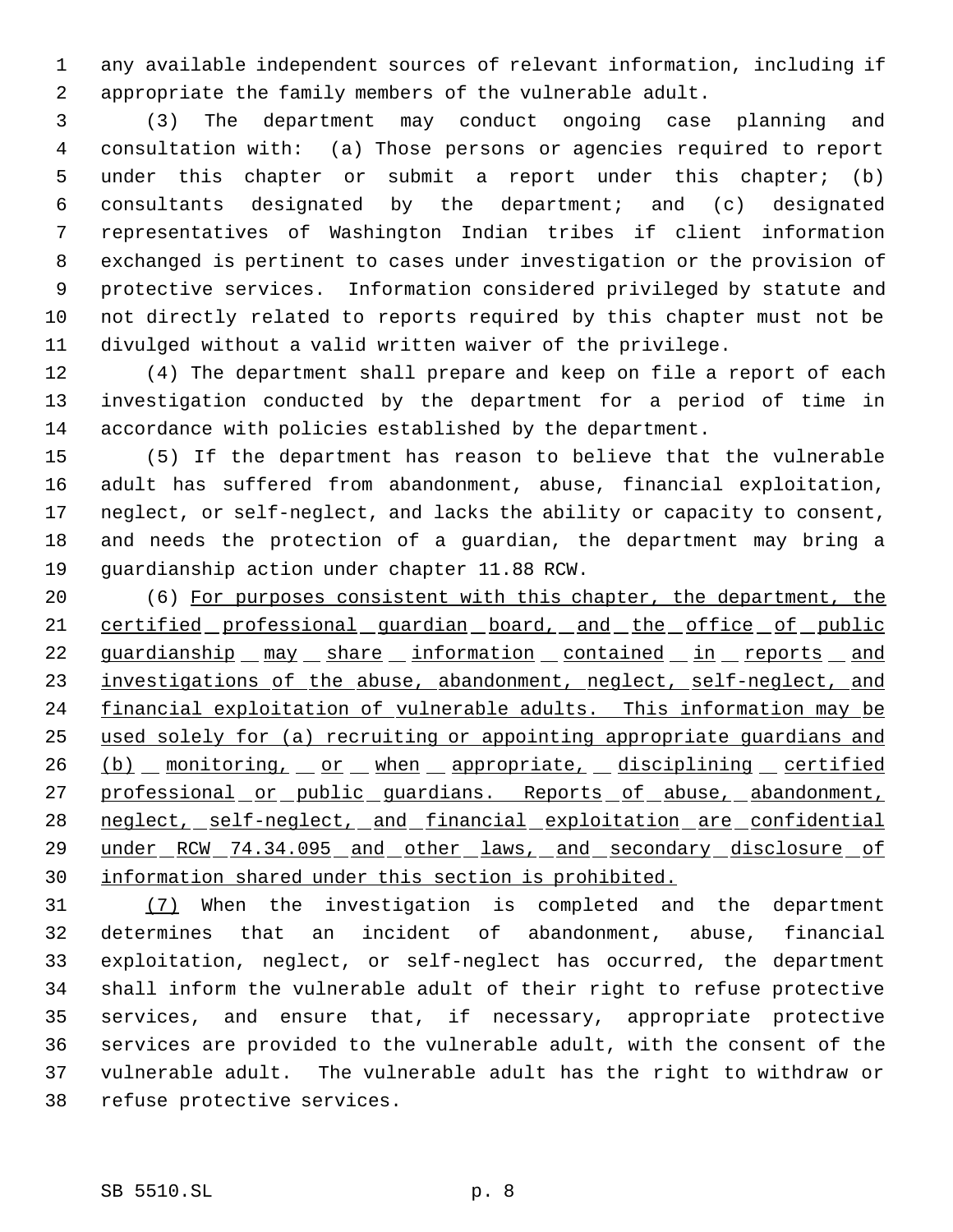any available independent sources of relevant information, including if appropriate the family members of the vulnerable adult.

(3) The department may conduct ongoing case planning and consultation with: (a) Those persons or agencies required to report under this chapter or submit a report under this chapter; (b) consultants designated by the department; and (c) designated representatives of Washington Indian tribes if client information exchanged is pertinent to cases under investigation or the provision of protective services. Information considered privileged by statute and not directly related to reports required by this chapter must not be divulged without a valid written waiver of the privilege.

(4) The department shall prepare and keep on file a report of each investigation conducted by the department for a period of time in accordance with policies established by the department.

(5) If the department has reason to believe that the vulnerable adult has suffered from abandonment, abuse, financial exploitation, neglect, or self-neglect, and lacks the ability or capacity to consent, and needs the protection of a guardian, the department may bring a guardianship action under chapter 11.88 RCW.

(6) <u>For purposes consistent with this chapter, the department, the certified professional guardian board, and the office of public guardianship may share information contained in reports and investigations of the abuse, abandonment, neglect, self-neglect, and financial exploitation of vulnerable adults. This information may be used solely for (a) recruiting or appointing appropriate guardians and (b) monitoring, or when appropriate, disciplining certified professional or public guardians. Reports of abuse, abandonment, neglect, self-neglect, and financial exploitation are confidential under RCW 74.34.095 and other laws, and secondary disclosure of information shared under this section is prohibited.</u>

<u>(7)</u> When the investigation is completed and the department determines that an incident of abandonment, abuse, financial exploitation, neglect, or self-neglect has occurred, the department shall inform the vulnerable adult of their right to refuse protective services, and ensure that, if necessary, appropriate protective services are provided to the vulnerable adult, with the consent of the vulnerable adult. The vulnerable adult has the right to withdraw or refuse protective services.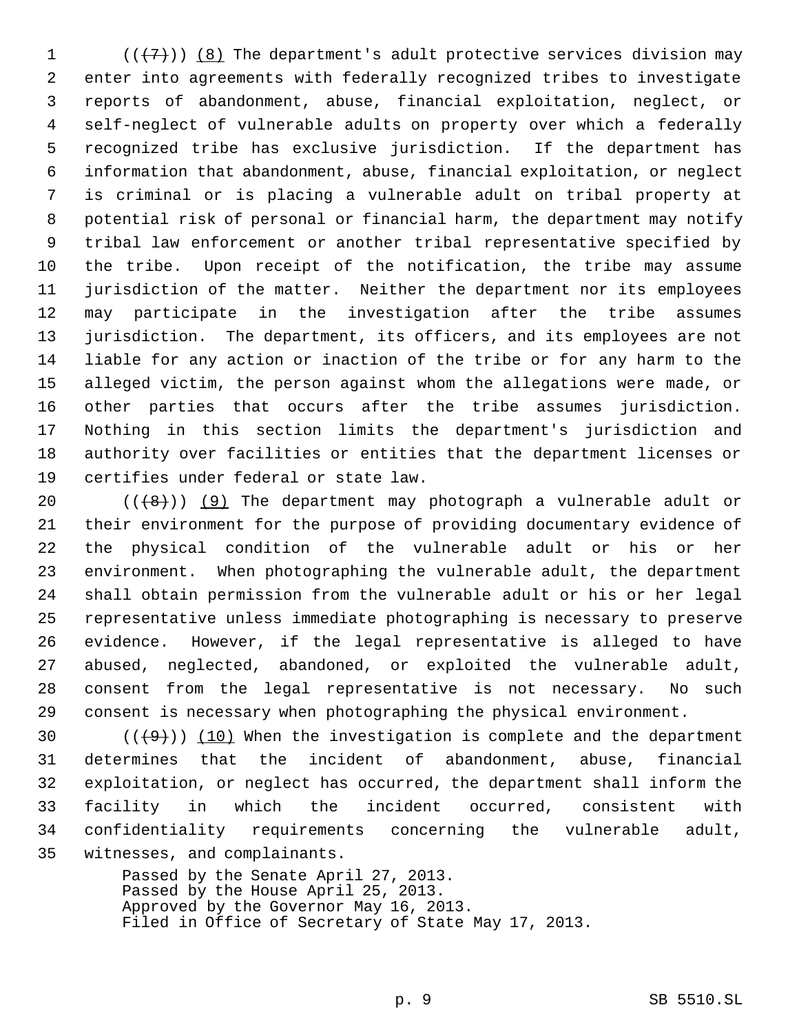(((7))) (8) The department's adult protective services division may enter into agreements with federally recognized tribes to investigate reports of abandonment, abuse, financial exploitation, neglect, or self-neglect of vulnerable adults on property over which a federally recognized tribe has exclusive jurisdiction. If the department has information that abandonment, abuse, financial exploitation, or neglect is criminal or is placing a vulnerable adult on tribal property at potential risk of personal or financial harm, the department may notify tribal law enforcement or another tribal representative specified by the tribe. Upon receipt of the notification, the tribe may assume jurisdiction of the matter. Neither the department nor its employees may participate in the investigation after the tribe assumes jurisdiction. The department, its officers, and its employees are not liable for any action or inaction of the tribe or for any harm to the alleged victim, the person against whom the allegations were made, or other parties that occurs after the tribe assumes jurisdiction. Nothing in this section limits the department's jurisdiction and authority over facilities or entities that the department licenses or certifies under federal or state law.

(((8))) (9) The department may photograph a vulnerable adult or their environment for the purpose of providing documentary evidence of the physical condition of the vulnerable adult or his or her environment. When photographing the vulnerable adult, the department shall obtain permission from the vulnerable adult or his or her legal representative unless immediate photographing is necessary to preserve evidence. However, if the legal representative is alleged to have abused, neglected, abandoned, or exploited the vulnerable adult, consent from the legal representative is not necessary. No such consent is necessary when photographing the physical environment.

(((9))) (10) When the investigation is complete and the department determines that the incident of abandonment, abuse, financial exploitation, or neglect has occurred, the department shall inform the facility in which the incident occurred, consistent with confidentiality requirements concerning the vulnerable adult, witnesses, and complainants.

Passed by the Senate April 27, 2013.
Passed by the House April 25, 2013.
Approved by the Governor May 16, 2013.
Filed in Office of Secretary of State May 17, 2013.